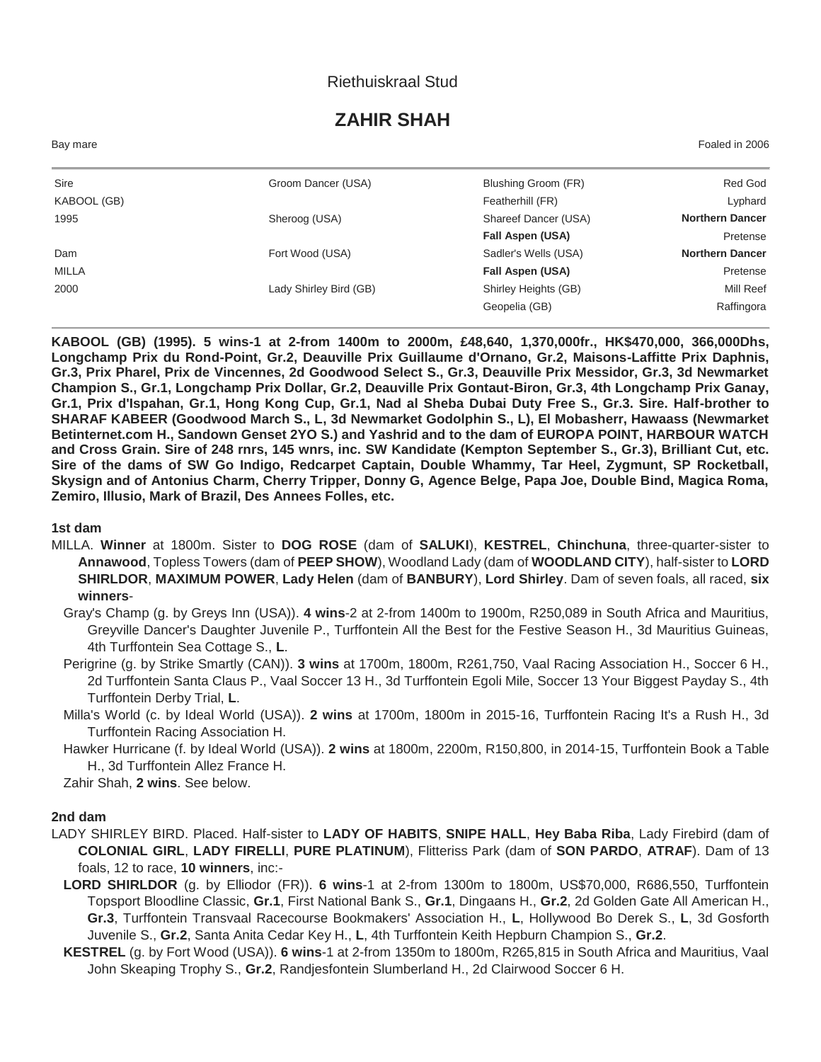Riethuiskraal Stud

# ZAHIR SHAH

Bay mare | Foaled in 2006

| | | | |
|---|---|---|---|
| Sire | Groom Dancer (USA) | Blushing Groom (FR) | Red God |
| KABOOL (GB) | | Featherhill (FR) | Lyphard |
| 1995 | Sheroog (USA) | Shareef Dancer (USA) | **Northern Dancer** |
| | | **Fall Aspen (USA)** | Pretense |
| Dam | Fort Wood (USA) | Sadler's Wells (USA) | **Northern Dancer** |
| MILLA | | **Fall Aspen (USA)** | Pretense |
| 2000 | Lady Shirley Bird (GB) | Shirley Heights (GB) | Mill Reef |
| | | Geopelia (GB) | Raffingora |

**KABOOL (GB) (1995). 5 wins-1 at 2-from 1400m to 2000m, £48,640, 1,370,000fr., HK$470,000, 366,000Dhs, Longchamp Prix du Rond-Point, Gr.2, Deauville Prix Guillaume d'Ornano, Gr.2, Maisons-Laffitte Prix Daphnis, Gr.3, Prix Pharel, Prix de Vincennes, 2d Goodwood Select S., Gr.3, Deauville Prix Messidor, Gr.3, 3d Newmarket Champion S., Gr.1, Longchamp Prix Dollar, Gr.2, Deauville Prix Gontaut-Biron, Gr.3, 4th Longchamp Prix Ganay, Gr.1, Prix d'Ispahan, Gr.1, Hong Kong Cup, Gr.1, Nad al Sheba Dubai Duty Free S., Gr.3. Sire. Half-brother to SHARAF KABEER (Goodwood March S., L, 3d Newmarket Godolphin S., L), El Mobasherr, Hawaass (Newmarket Betinternet.com H., Sandown Genset 2YO S.) and Yashrid and to the dam of EUROPA POINT, HARBOUR WATCH and Cross Grain. Sire of 248 rnrs, 145 wnrs, inc. SW Kandidate (Kempton September S., Gr.3), Brilliant Cut, etc. Sire of the dams of SW Go Indigo, Redcarpet Captain, Double Whammy, Tar Heel, Zygmunt, SP Rocketball, Skysign and of Antonius Charm, Cherry Tripper, Donny G, Agence Belge, Papa Joe, Double Bind, Magica Roma, Zemiro, Illusio, Mark of Brazil, Des Annees Folles, etc.**

**1st dam**

MILLA. **Winner** at 1800m. Sister to **DOG ROSE** (dam of **SALUKI**), **KESTREL**, **Chinchuna**, three-quarter-sister to **Annawood**, Topless Towers (dam of **PEEP SHOW**), Woodland Lady (dam of **WOODLAND CITY**), half-sister to **LORD SHIRLDOR**, **MAXIMUM POWER**, **Lady Helen** (dam of **BANBURY**), **Lord Shirley**. Dam of seven foals, all raced, **six winners**-

Gray's Champ (g. by Greys Inn (USA)). **4 wins**-2 at 2-from 1400m to 1900m, R250,089 in South Africa and Mauritius, Greyville Dancer's Daughter Juvenile P., Turffontein All the Best for the Festive Season H., 3d Mauritius Guineas, 4th Turffontein Sea Cottage S., **L**.

Perigrine (g. by Strike Smartly (CAN)). **3 wins** at 1700m, 1800m, R261,750, Vaal Racing Association H., Soccer 6 H., 2d Turffontein Santa Claus P., Vaal Soccer 13 H., 3d Turffontein Egoli Mile, Soccer 13 Your Biggest Payday S., 4th Turffontein Derby Trial, **L**.

Milla's World (c. by Ideal World (USA)). **2 wins** at 1700m, 1800m in 2015-16, Turffontein Racing It's a Rush H., 3d Turffontein Racing Association H.

Hawker Hurricane (f. by Ideal World (USA)). **2 wins** at 1800m, 2200m, R150,800, in 2014-15, Turffontein Book a Table H., 3d Turffontein Allez France H.

Zahir Shah, **2 wins**. See below.

**2nd dam**

LADY SHIRLEY BIRD. Placed. Half-sister to **LADY OF HABITS**, **SNIPE HALL**, **Hey Baba Riba**, Lady Firebird (dam of **COLONIAL GIRL**, **LADY FIRELLI**, **PURE PLATINUM**), Flitteriss Park (dam of **SON PARDO**, **ATRAF**). Dam of 13 foals, 12 to race, **10 winners**, inc:-

**LORD SHIRLDOR** (g. by Elliodor (FR)). **6 wins**-1 at 2-from 1300m to 1800m, US$70,000, R686,550, Turffontein Topsport Bloodline Classic, **Gr.1**, First National Bank S., **Gr.1**, Dingaans H., **Gr.2**, 2d Golden Gate All American H., **Gr.3**, Turffontein Transvaal Racecourse Bookmakers' Association H., **L**, Hollywood Bo Derek S., **L**, 3d Gosforth Juvenile S., **Gr.2**, Santa Anita Cedar Key H., **L**, 4th Turffontein Keith Hepburn Champion S., **Gr.2**.

**KESTREL** (g. by Fort Wood (USA)). **6 wins**-1 at 2-from 1350m to 1800m, R265,815 in South Africa and Mauritius, Vaal John Skeaping Trophy S., **Gr.2**, Randjesfontein Slumberland H., 2d Clairwood Soccer 6 H.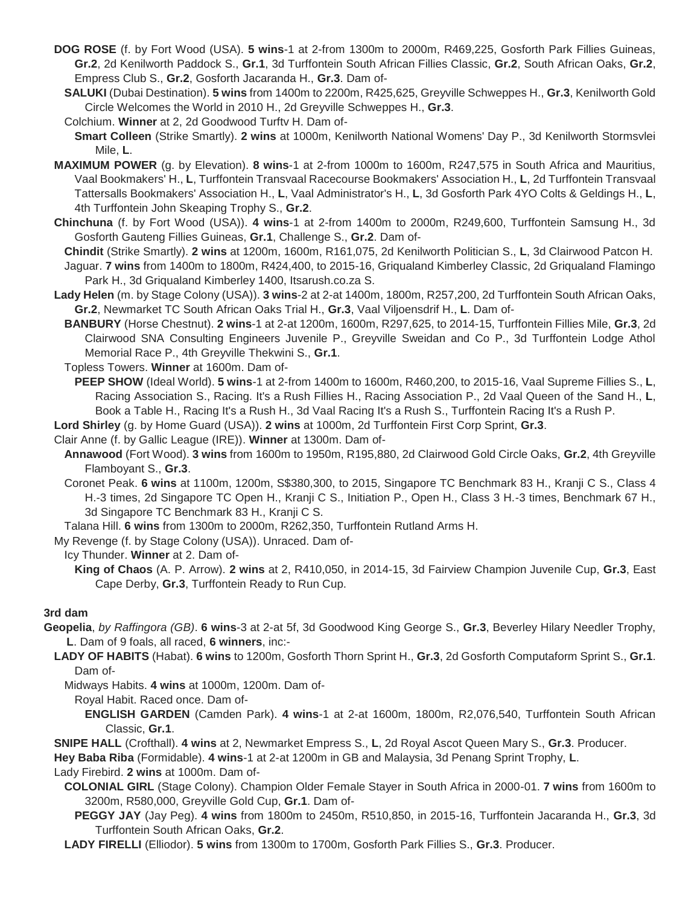**DOG ROSE** (f. by Fort Wood (USA). **5 wins**-1 at 2-from 1300m to 2000m, R469,225, Gosforth Park Fillies Guineas, **Gr.2**, 2d Kenilworth Paddock S., **Gr.1**, 3d Turffontein South African Fillies Classic, **Gr.2**, South African Oaks, **Gr.2**, Empress Club S., **Gr.2**, Gosforth Jacaranda H., **Gr.3**. Dam of-

**SALUKI** (Dubai Destination). **5 wins** from 1400m to 2200m, R425,625, Greyville Schweppes H., **Gr.3**, Kenilworth Gold Circle Welcomes the World in 2010 H., 2d Greyville Schweppes H., **Gr.3**.

Colchium. **Winner** at 2, 2d Goodwood Turftv H. Dam of-

**Smart Colleen** (Strike Smartly). **2 wins** at 1000m, Kenilworth National Womens' Day P., 3d Kenilworth Stormsvlei Mile, **L**.

**MAXIMUM POWER** (g. by Elevation). **8 wins**-1 at 2-from 1000m to 1600m, R247,575 in South Africa and Mauritius, Vaal Bookmakers' H., **L**, Turffontein Transvaal Racecourse Bookmakers' Association H., **L**, 2d Turffontein Transvaal Tattersalls Bookmakers' Association H., **L**, Vaal Administrator's H., **L**, 3d Gosforth Park 4YO Colts & Geldings H., **L**, 4th Turffontein John Skeaping Trophy S., **Gr.2**.

**Chinchuna** (f. by Fort Wood (USA)). **4 wins**-1 at 2-from 1400m to 2000m, R249,600, Turffontein Samsung H., 3d Gosforth Gauteng Fillies Guineas, **Gr.1**, Challenge S., **Gr.2**. Dam of-

**Chindit** (Strike Smartly). **2 wins** at 1200m, 1600m, R161,075, 2d Kenilworth Politician S., **L**, 3d Clairwood Patcon H.

Jaguar. **7 wins** from 1400m to 1800m, R424,400, to 2015-16, Griqualand Kimberley Classic, 2d Griqualand Flamingo Park H., 3d Griqualand Kimberley 1400, Itsarush.co.za S.

**Lady Helen** (m. by Stage Colony (USA)). **3 wins**-2 at 2-at 1400m, 1800m, R257,200, 2d Turffontein South African Oaks, **Gr.2**, Newmarket TC South African Oaks Trial H., **Gr.3**, Vaal Viljoensdrif H., **L**. Dam of-

**BANBURY** (Horse Chestnut). **2 wins**-1 at 2-at 1200m, 1600m, R297,625, to 2014-15, Turffontein Fillies Mile, **Gr.3**, 2d Clairwood SNA Consulting Engineers Juvenile P., Greyville Sweidan and Co P., 3d Turffontein Lodge Athol Memorial Race P., 4th Greyville Thekwini S., **Gr.1**.

Topless Towers. **Winner** at 1600m. Dam of-

**PEEP SHOW** (Ideal World). **5 wins**-1 at 2-from 1400m to 1600m, R460,200, to 2015-16, Vaal Supreme Fillies S., **L**, Racing Association S., Racing. It's a Rush Fillies H., Racing Association P., 2d Vaal Queen of the Sand H., **L**, Book a Table H., Racing It's a Rush H., 3d Vaal Racing It's a Rush S., Turffontein Racing It's a Rush P.

**Lord Shirley** (g. by Home Guard (USA)). **2 wins** at 1000m, 2d Turffontein First Corp Sprint, **Gr.3**.

Clair Anne (f. by Gallic League (IRE)). **Winner** at 1300m. Dam of-

**Annawood** (Fort Wood). **3 wins** from 1600m to 1950m, R195,880, 2d Clairwood Gold Circle Oaks, **Gr.2**, 4th Greyville Flamboyant S., **Gr.3**.

Coronet Peak. **6 wins** at 1100m, 1200m, S$380,300, to 2015, Singapore TC Benchmark 83 H., Kranji C S., Class 4 H.-3 times, 2d Singapore TC Open H., Kranji C S., Initiation P., Open H., Class 3 H.-3 times, Benchmark 67 H., 3d Singapore TC Benchmark 83 H., Kranji C S.

Talana Hill. **6 wins** from 1300m to 2000m, R262,350, Turffontein Rutland Arms H.

My Revenge (f. by Stage Colony (USA)). Unraced. Dam of-

Icy Thunder. **Winner** at 2. Dam of-

**King of Chaos** (A. P. Arrow). **2 wins** at 2, R410,050, in 2014-15, 3d Fairview Champion Juvenile Cup, **Gr.3**, East Cape Derby, **Gr.3**, Turffontein Ready to Run Cup.

**3rd dam**

**Geopelia**, *by Raffingora (GB)*. **6 wins**-3 at 2-at 5f, 3d Goodwood King George S., **Gr.3**, Beverley Hilary Needler Trophy, **L**. Dam of 9 foals, all raced, **6 winners**, inc:-

**LADY OF HABITS** (Habat). **6 wins** to 1200m, Gosforth Thorn Sprint H., **Gr.3**, 2d Gosforth Computaform Sprint S., **Gr.1**. Dam of-

Midways Habits. **4 wins** at 1000m, 1200m. Dam of-

Royal Habit. Raced once. Dam of-

**ENGLISH GARDEN** (Camden Park). **4 wins**-1 at 2-at 1600m, 1800m, R2,076,540, Turffontein South African Classic, **Gr.1**.

**SNIPE HALL** (Crofthall). **4 wins** at 2, Newmarket Empress S., **L**, 2d Royal Ascot Queen Mary S., **Gr.3**. Producer.

**Hey Baba Riba** (Formidable). **4 wins**-1 at 2-at 1200m in GB and Malaysia, 3d Penang Sprint Trophy, **L**.

Lady Firebird. **2 wins** at 1000m. Dam of-

**COLONIAL GIRL** (Stage Colony). Champion Older Female Stayer in South Africa in 2000-01. **7 wins** from 1600m to 3200m, R580,000, Greyville Gold Cup, **Gr.1**. Dam of-

**PEGGY JAY** (Jay Peg). **4 wins** from 1800m to 2450m, R510,850, in 2015-16, Turffontein Jacaranda H., **Gr.3**, 3d Turffontein South African Oaks, **Gr.2**.

**LADY FIRELLI** (Elliodor). **5 wins** from 1300m to 1700m, Gosforth Park Fillies S., **Gr.3**. Producer.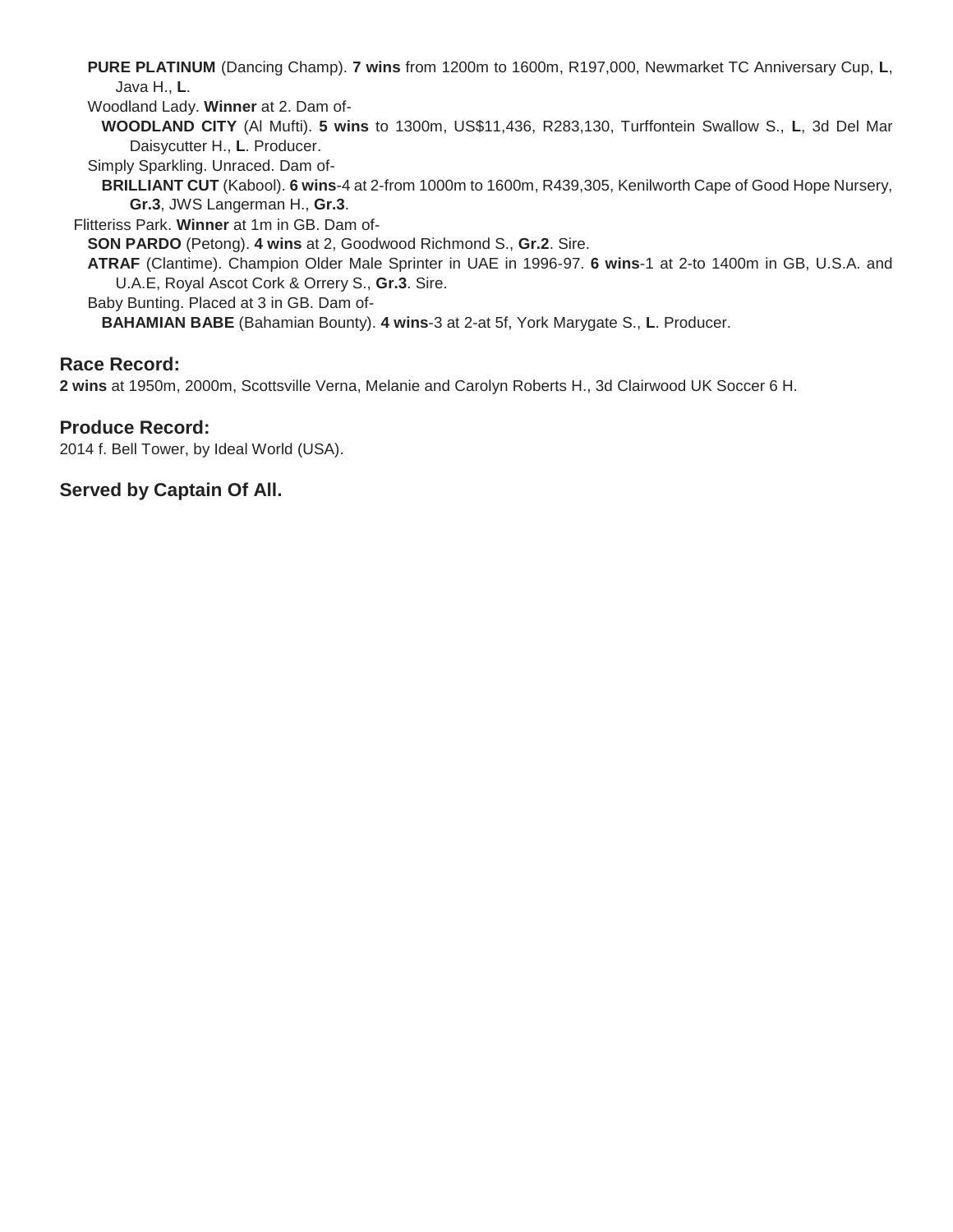**PURE PLATINUM** (Dancing Champ). **7 wins** from 1200m to 1600m, R197,000, Newmarket TC Anniversary Cup, **L**, Java H., **L**.

Woodland Lady. **Winner** at 2. Dam of-

**WOODLAND CITY** (Al Mufti). **5 wins** to 1300m, US$11,436, R283,130, Turffontein Swallow S., **L**, 3d Del Mar Daisycutter H., **L**. Producer.

Simply Sparkling. Unraced. Dam of-

**BRILLIANT CUT** (Kabool). **6 wins**-4 at 2-from 1000m to 1600m, R439,305, Kenilworth Cape of Good Hope Nursery, **Gr.3**, JWS Langerman H., **Gr.3**.

Flitteriss Park. **Winner** at 1m in GB. Dam of-

**SON PARDO** (Petong). **4 wins** at 2, Goodwood Richmond S., **Gr.2**. Sire.

**ATRAF** (Clantime). Champion Older Male Sprinter in UAE in 1996-97. **6 wins**-1 at 2-to 1400m in GB, U.S.A. and U.A.E, Royal Ascot Cork & Orrery S., **Gr.3**. Sire.

Baby Bunting. Placed at 3 in GB. Dam of-

**BAHAMIAN BABE** (Bahamian Bounty). **4 wins**-3 at 2-at 5f, York Marygate S., **L**. Producer.

## Race Record:

**2 wins** at 1950m, 2000m, Scottsville Verna, Melanie and Carolyn Roberts H., 3d Clairwood UK Soccer 6 H.

## Produce Record:

2014 f. Bell Tower, by Ideal World (USA).

## Served by Captain Of All.